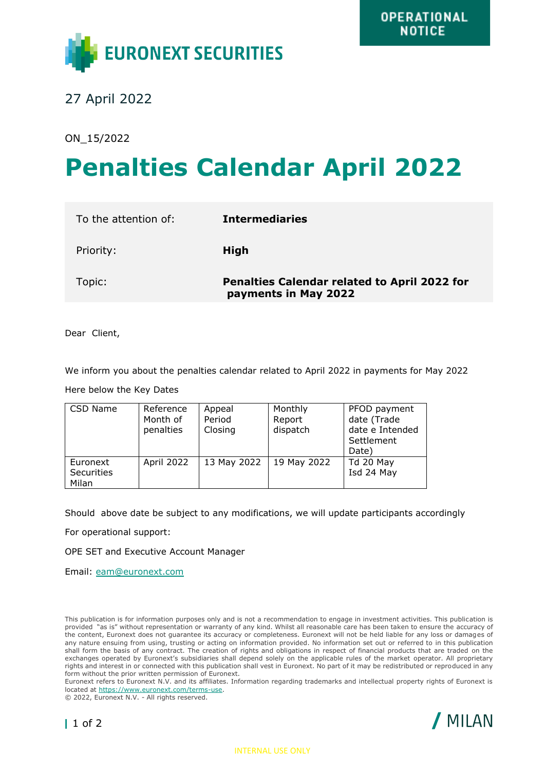OPERATIONAL NOTICE

EURONEXT SECURITIES

27 April 2022

ON_15/2022

# Penalties Calendar April 2022

| To the attention of: | **Intermediaries** |
|---|---|
| Priority: | **High** |
| Topic: | **Penalties Calendar related to April 2022 for payments in May 2022** |

Dear Client,

We inform you about the penalties calendar related to April 2022 in payments for May 2022

Here below the Key Dates

| CSD Name | Reference Month of penalties | Appeal Period Closing | Monthly Report dispatch | PFOD payment date (Trade date e Intended Settlement Date) |
|---|---|---|---|---|
| Euronext Securities Milan | April 2022 | 13 May 2022 | 19 May 2022 | Td 20 May<br>Isd 24 May |

Should above date be subject to any modifications, we will update participants accordingly

For operational support:

OPE SET and Executive Account Manager

Email: eam@euronext.com

This publication is for information purposes only and is not a recommendation to engage in investment activities. This publication is provided "as is" without representation or warranty of any kind. Whilst all reasonable care has been taken to ensure the accuracy of the content, Euronext does not guarantee its accuracy or completeness. Euronext will not be held liable for any loss or damages of any nature ensuing from using, trusting or acting on information provided. No information set out or referred to in this publication shall form the basis of any contract. The creation of rights and obligations in respect of financial products that are traded on the exchanges operated by Euronext's subsidiaries shall depend solely on the applicable rules of the market operator. All proprietary rights and interest in or connected with this publication shall vest in Euronext. No part of it may be redistributed or reproduced in any form without the prior written permission of Euronext.
Euronext refers to Euronext N.V. and its affiliates. Information regarding trademarks and intellectual property rights of Euronext is located at https://www.euronext.com/terms-use.
© 2022, Euronext N.V. - All rights reserved.

MILAN

INTERNAL USE ONLY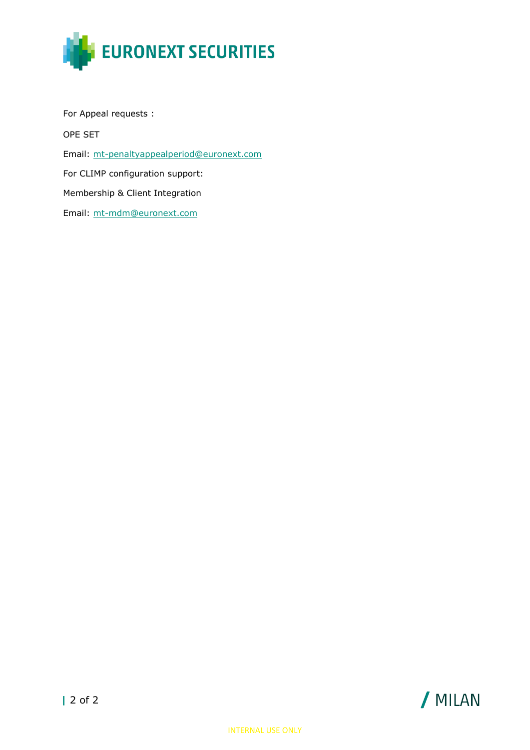For Appeal requests :

OPE SET

Email: mt-penaltyappealperiod@euronext.com

For CLIMP configuration support:

Membership & Client Integration

Email: mt-mdm@euronext.com